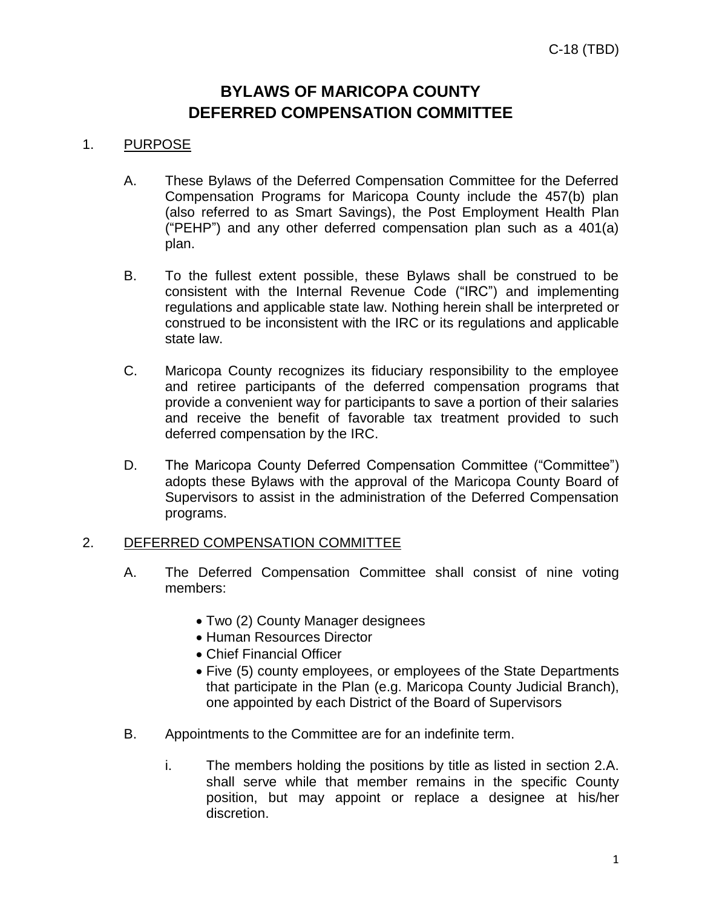# BYLAWS OF MARICOPA COUNTY DEFERRED COMPENSATION COMMITTEE

## 1. PURPOSE

A. These Bylaws of the Deferred Compensation Committee for the Deferred Compensation Programs for Maricopa County include the 457(b) plan (also referred to as Smart Savings), the Post Employment Health Plan ("PEHP") and any other deferred compensation plan such as a 401(a) plan.

B. To the fullest extent possible, these Bylaws shall be construed to be consistent with the Internal Revenue Code ("IRC") and implementing regulations and applicable state law. Nothing herein shall be interpreted or construed to be inconsistent with the IRC or its regulations and applicable state law.

C. Maricopa County recognizes its fiduciary responsibility to the employee and retiree participants of the deferred compensation programs that provide a convenient way for participants to save a portion of their salaries and receive the benefit of favorable tax treatment provided to such deferred compensation by the IRC.

D. The Maricopa County Deferred Compensation Committee ("Committee") adopts these Bylaws with the approval of the Maricopa County Board of Supervisors to assist in the administration of the Deferred Compensation programs.

## 2. DEFERRED COMPENSATION COMMITTEE

A. The Deferred Compensation Committee shall consist of nine voting members:

- Two (2) County Manager designees
- Human Resources Director
- Chief Financial Officer
- Five (5) county employees, or employees of the State Departments that participate in the Plan (e.g. Maricopa County Judicial Branch), one appointed by each District of the Board of Supervisors

B. Appointments to the Committee are for an indefinite term.

i. The members holding the positions by title as listed in section 2.A. shall serve while that member remains in the specific County position, but may appoint or replace a designee at his/her discretion.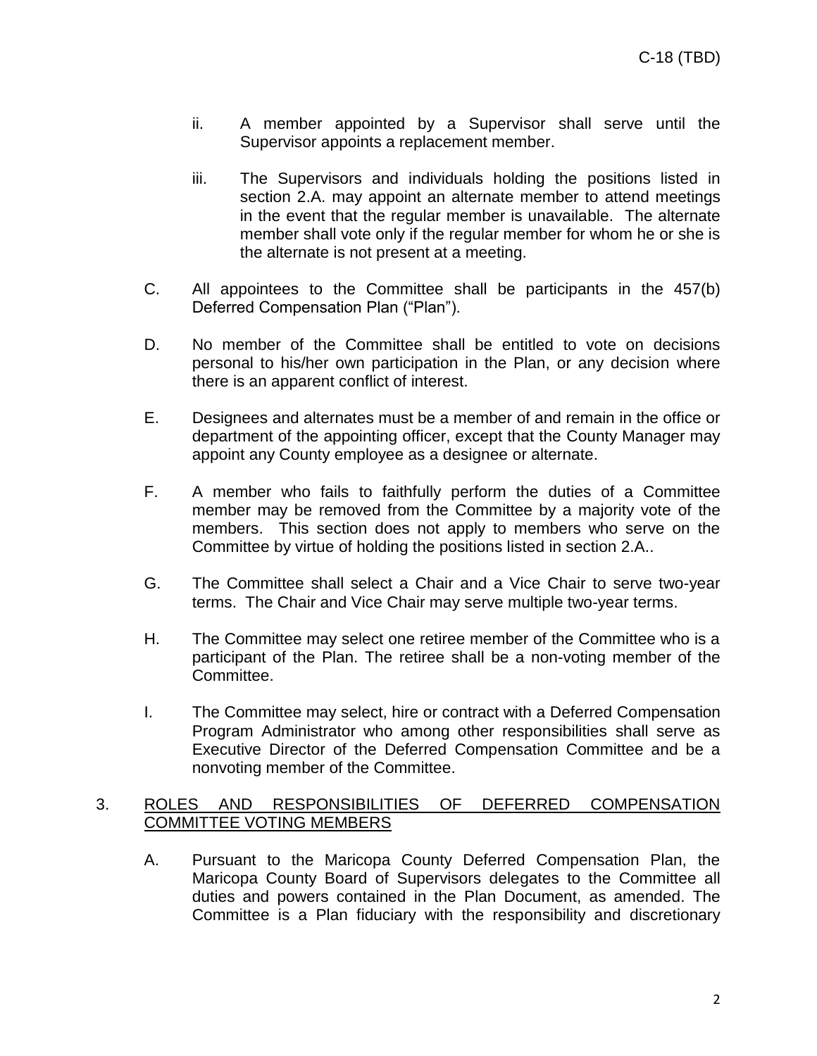ii. A member appointed by a Supervisor shall serve until the Supervisor appoints a replacement member.

iii. The Supervisors and individuals holding the positions listed in section 2.A. may appoint an alternate member to attend meetings in the event that the regular member is unavailable. The alternate member shall vote only if the regular member for whom he or she is the alternate is not present at a meeting.

C. All appointees to the Committee shall be participants in the 457(b) Deferred Compensation Plan ("Plan").

D. No member of the Committee shall be entitled to vote on decisions personal to his/her own participation in the Plan, or any decision where there is an apparent conflict of interest.

E. Designees and alternates must be a member of and remain in the office or department of the appointing officer, except that the County Manager may appoint any County employee as a designee or alternate.

F. A member who fails to faithfully perform the duties of a Committee member may be removed from the Committee by a majority vote of the members. This section does not apply to members who serve on the Committee by virtue of holding the positions listed in section 2.A..

G. The Committee shall select a Chair and a Vice Chair to serve two-year terms. The Chair and Vice Chair may serve multiple two-year terms.

H. The Committee may select one retiree member of the Committee who is a participant of the Plan. The retiree shall be a non-voting member of the Committee.

I. The Committee may select, hire or contract with a Deferred Compensation Program Administrator who among other responsibilities shall serve as Executive Director of the Deferred Compensation Committee and be a nonvoting member of the Committee.

3. <u>ROLES AND RESPONSIBILITIES OF DEFERRED COMPENSATION COMMITTEE VOTING MEMBERS</u>

A. Pursuant to the Maricopa County Deferred Compensation Plan, the Maricopa County Board of Supervisors delegates to the Committee all duties and powers contained in the Plan Document, as amended. The Committee is a Plan fiduciary with the responsibility and discretionary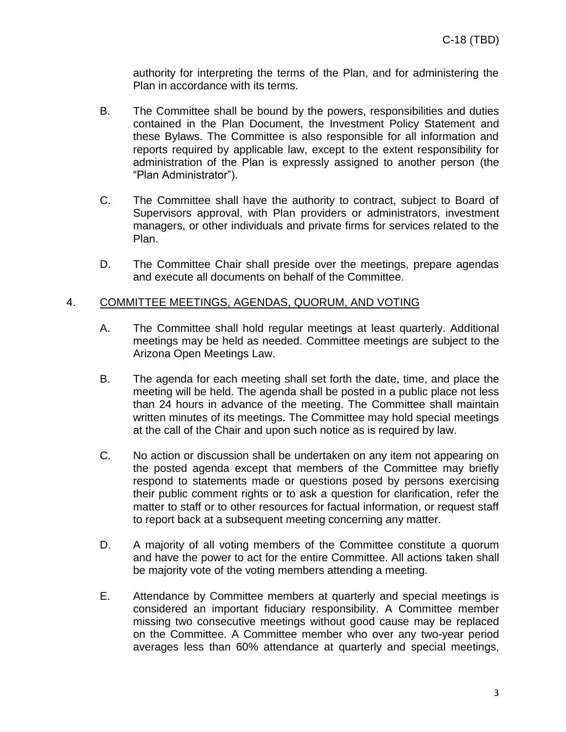authority for interpreting the terms of the Plan, and for administering the Plan in accordance with its terms.

B. The Committee shall be bound by the powers, responsibilities and duties contained in the Plan Document, the Investment Policy Statement and these Bylaws. The Committee is also responsible for all information and reports required by applicable law, except to the extent responsibility for administration of the Plan is expressly assigned to another person (the "Plan Administrator").

C. The Committee shall have the authority to contract, subject to Board of Supervisors approval, with Plan providers or administrators, investment managers, or other individuals and private firms for services related to the Plan.

D. The Committee Chair shall preside over the meetings, prepare agendas and execute all documents on behalf of the Committee.

## 4. COMMITTEE MEETINGS, AGENDAS, QUORUM, AND VOTING

A. The Committee shall hold regular meetings at least quarterly. Additional meetings may be held as needed. Committee meetings are subject to the Arizona Open Meetings Law.

B. The agenda for each meeting shall set forth the date, time, and place the meeting will be held. The agenda shall be posted in a public place not less than 24 hours in advance of the meeting. The Committee shall maintain written minutes of its meetings. The Committee may hold special meetings at the call of the Chair and upon such notice as is required by law.

C. No action or discussion shall be undertaken on any item not appearing on the posted agenda except that members of the Committee may briefly respond to statements made or questions posed by persons exercising their public comment rights or to ask a question for clarification, refer the matter to staff or to other resources for factual information, or request staff to report back at a subsequent meeting concerning any matter.

D. A majority of all voting members of the Committee constitute a quorum and have the power to act for the entire Committee. All actions taken shall be majority vote of the voting members attending a meeting.

E. Attendance by Committee members at quarterly and special meetings is considered an important fiduciary responsibility. A Committee member missing two consecutive meetings without good cause may be replaced on the Committee. A Committee member who over any two-year period averages less than 60% attendance at quarterly and special meetings,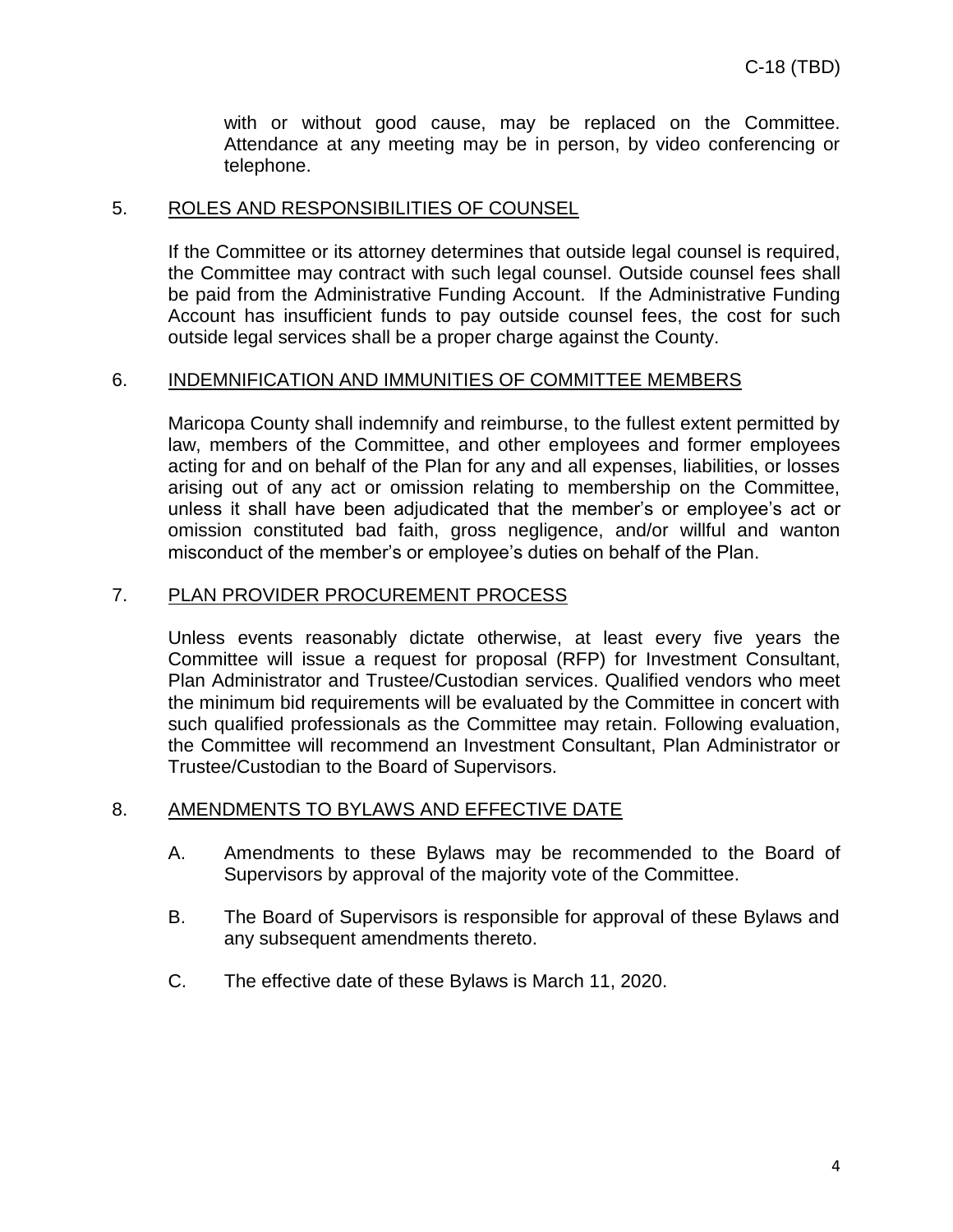with or without good cause, may be replaced on the Committee. Attendance at any meeting may be in person, by video conferencing or telephone.

## 5. ROLES AND RESPONSIBILITIES OF COUNSEL

If the Committee or its attorney determines that outside legal counsel is required, the Committee may contract with such legal counsel. Outside counsel fees shall be paid from the Administrative Funding Account. If the Administrative Funding Account has insufficient funds to pay outside counsel fees, the cost for such outside legal services shall be a proper charge against the County.

## 6. INDEMNIFICATION AND IMMUNITIES OF COMMITTEE MEMBERS

Maricopa County shall indemnify and reimburse, to the fullest extent permitted by law, members of the Committee, and other employees and former employees acting for and on behalf of the Plan for any and all expenses, liabilities, or losses arising out of any act or omission relating to membership on the Committee, unless it shall have been adjudicated that the member's or employee's act or omission constituted bad faith, gross negligence, and/or willful and wanton misconduct of the member's or employee's duties on behalf of the Plan.

## 7. PLAN PROVIDER PROCUREMENT PROCESS

Unless events reasonably dictate otherwise, at least every five years the Committee will issue a request for proposal (RFP) for Investment Consultant, Plan Administrator and Trustee/Custodian services. Qualified vendors who meet the minimum bid requirements will be evaluated by the Committee in concert with such qualified professionals as the Committee may retain. Following evaluation, the Committee will recommend an Investment Consultant, Plan Administrator or Trustee/Custodian to the Board of Supervisors.

## 8. AMENDMENTS TO BYLAWS AND EFFECTIVE DATE

A. Amendments to these Bylaws may be recommended to the Board of Supervisors by approval of the majority vote of the Committee.

B. The Board of Supervisors is responsible for approval of these Bylaws and any subsequent amendments thereto.

C. The effective date of these Bylaws is March 11, 2020.